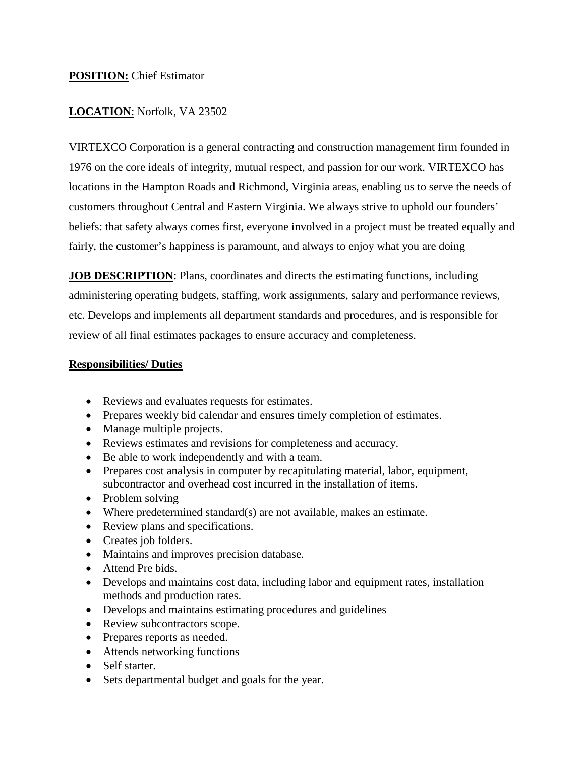**POSITION:** Chief Estimator

**LOCATION**: Norfolk, VA 23502

VIRTEXCO Corporation is a general contracting and construction management firm founded in 1976 on the core ideals of integrity, mutual respect, and passion for our work. VIRTEXCO has locations in the Hampton Roads and Richmond, Virginia areas, enabling us to serve the needs of customers throughout Central and Eastern Virginia. We always strive to uphold our founders' beliefs: that safety always comes first, everyone involved in a project must be treated equally and fairly, the customer's happiness is paramount, and always to enjoy what you are doing

**JOB DESCRIPTION**: Plans, coordinates and directs the estimating functions, including administering operating budgets, staffing, work assignments, salary and performance reviews, etc. Develops and implements all department standards and procedures, and is responsible for review of all final estimates packages to ensure accuracy and completeness.

**Responsibilities/ Duties**

- Reviews and evaluates requests for estimates.
- Prepares weekly bid calendar and ensures timely completion of estimates.
- Manage multiple projects.
- Reviews estimates and revisions for completeness and accuracy.
- Be able to work independently and with a team.
- Prepares cost analysis in computer by recapitulating material, labor, equipment, subcontractor and overhead cost incurred in the installation of items.
- Problem solving
- Where predetermined standard(s) are not available, makes an estimate.
- Review plans and specifications.
- Creates job folders.
- Maintains and improves precision database.
- Attend Pre bids.
- Develops and maintains cost data, including labor and equipment rates, installation methods and production rates.
- Develops and maintains estimating procedures and guidelines
- Review subcontractors scope.
- Prepares reports as needed.
- Attends networking functions
- Self starter.
- Sets departmental budget and goals for the year.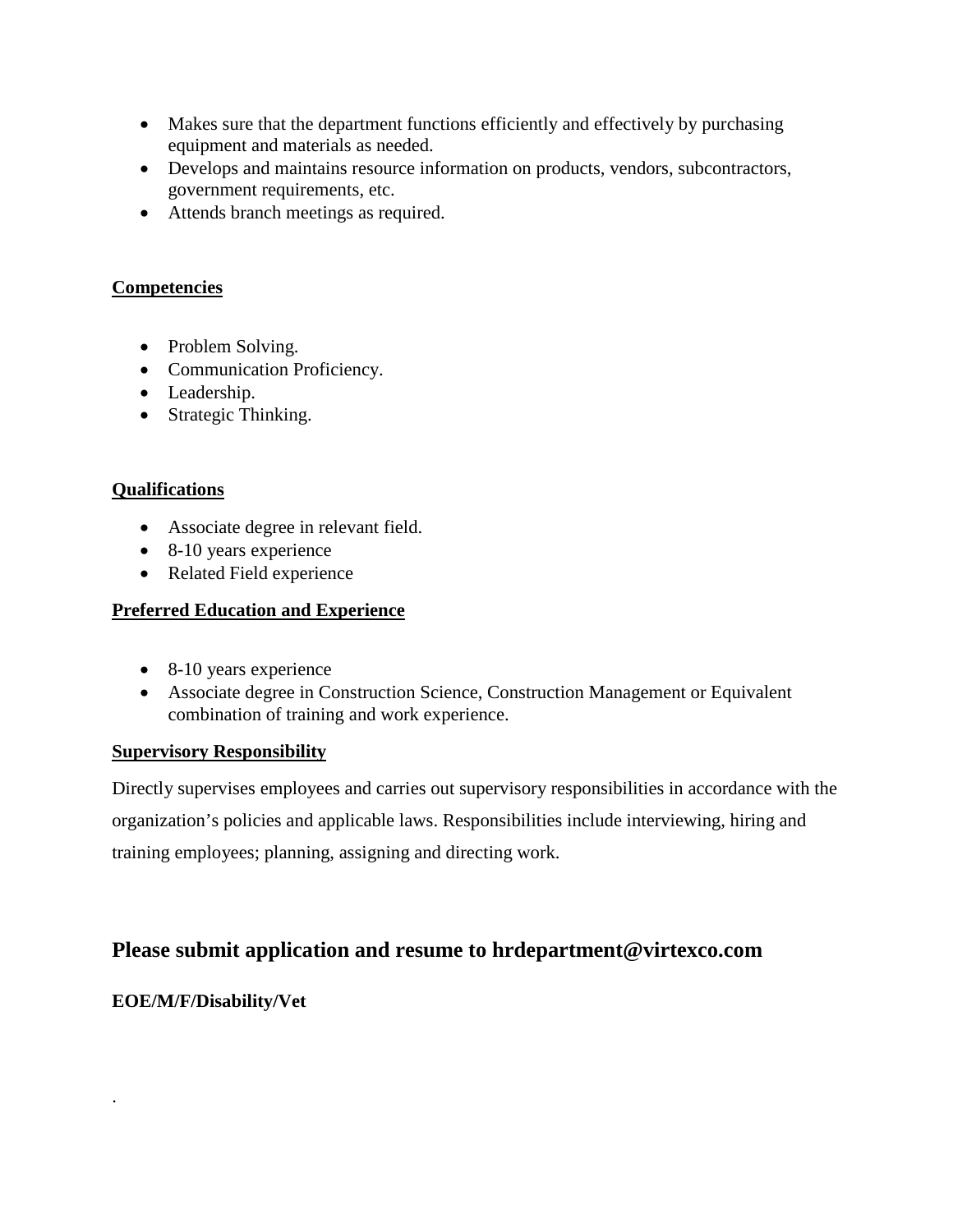- Makes sure that the department functions efficiently and effectively by purchasing equipment and materials as needed.
- Develops and maintains resource information on products, vendors, subcontractors, government requirements, etc.
- Attends branch meetings as required.

**Competencies**

- Problem Solving.
- Communication Proficiency.
- Leadership.
- Strategic Thinking.

**Qualifications**

- Associate degree in relevant field.
- 8-10 years experience
- Related Field experience

**Preferred Education and Experience**

- 8-10 years experience
- Associate degree in Construction Science, Construction Management or Equivalent combination of training and work experience.

**Supervisory Responsibility**

Directly supervises employees and carries out supervisory responsibilities in accordance with the organization's policies and applicable laws. Responsibilities include interviewing, hiring and training employees; planning, assigning and directing work.

## Please submit application and resume to hrdepartment@virtexco.com

**EOE/M/F/Disability/Vet**

.